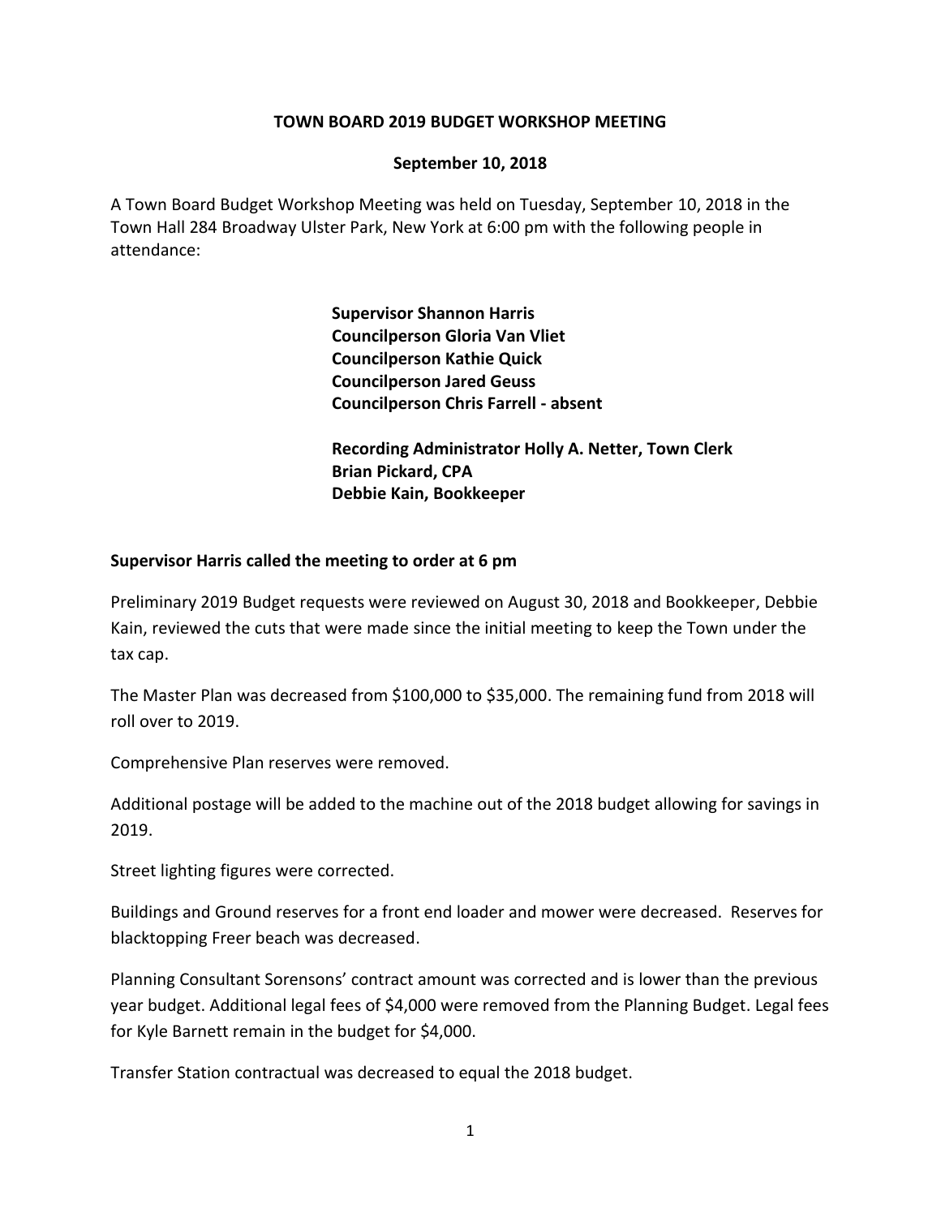**TOWN BOARD 2019 BUDGET WORKSHOP MEETING**

**September 10, 2018**

A Town Board Budget Workshop Meeting was held on Tuesday, September 10, 2018 in the Town Hall 284 Broadway Ulster Park, New York at 6:00 pm with the following people in attendance:

**Supervisor Shannon Harris**
**Councilperson Gloria Van Vliet**
**Councilperson Kathie Quick**
**Councilperson Jared Geuss**
**Councilperson Chris Farrell - absent**

**Recording Administrator Holly A. Netter, Town Clerk**
**Brian Pickard, CPA**
**Debbie Kain, Bookkeeper**

**Supervisor Harris called the meeting to order at 6 pm**

Preliminary 2019 Budget requests were reviewed on August 30, 2018 and Bookkeeper, Debbie Kain, reviewed the cuts that were made since the initial meeting to keep the Town under the tax cap.

The Master Plan was decreased from $100,000 to $35,000. The remaining fund from 2018 will roll over to 2019.

Comprehensive Plan reserves were removed.

Additional postage will be added to the machine out of the 2018 budget allowing for savings in 2019.

Street lighting figures were corrected.

Buildings and Ground reserves for a front end loader and mower were decreased. Reserves for blacktopping Freer beach was decreased.

Planning Consultant Sorensons' contract amount was corrected and is lower than the previous year budget. Additional legal fees of $4,000 were removed from the Planning Budget. Legal fees for Kyle Barnett remain in the budget for $4,000.

Transfer Station contractual was decreased to equal the 2018 budget.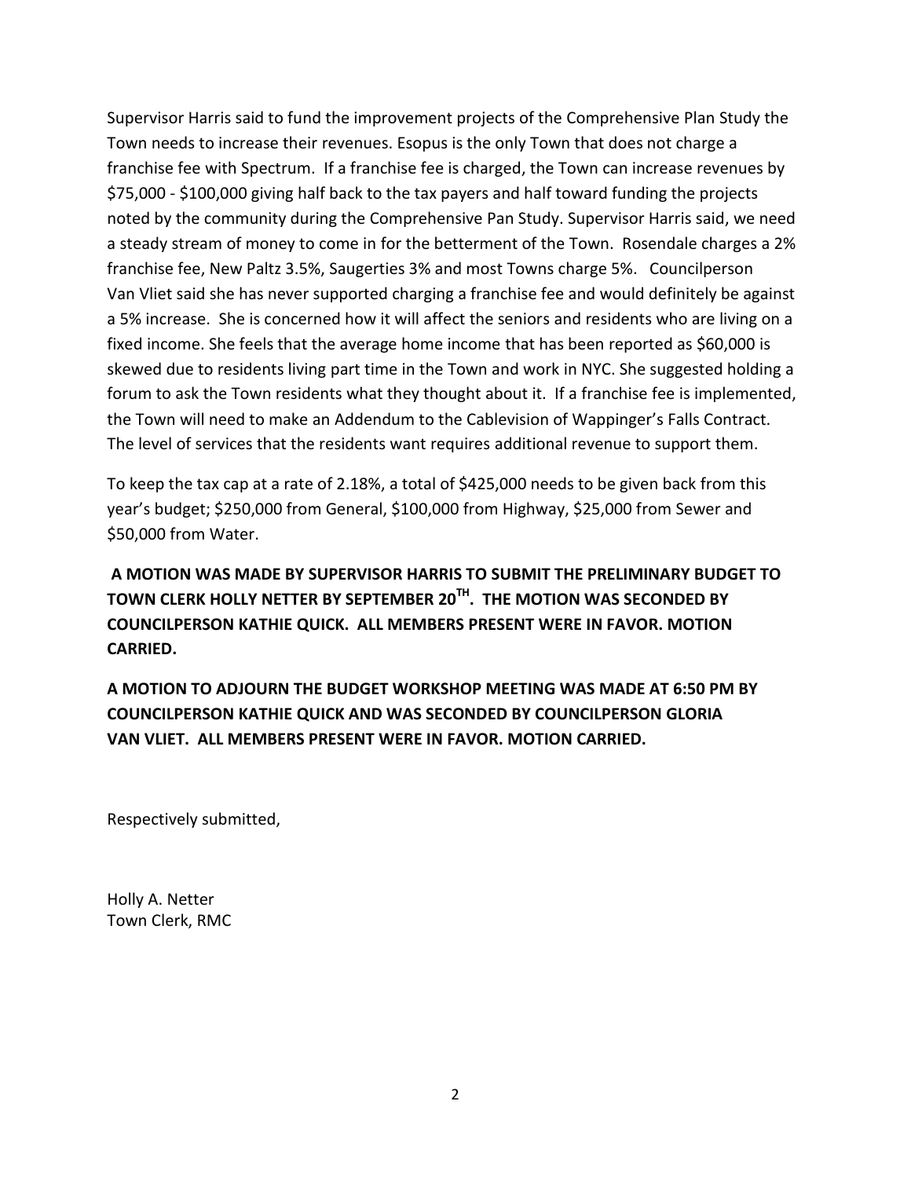Supervisor Harris said to fund the improvement projects of the Comprehensive Plan Study the Town needs to increase their revenues. Esopus is the only Town that does not charge a franchise fee with Spectrum. If a franchise fee is charged, the Town can increase revenues by \$75,000 - \$100,000 giving half back to the tax payers and half toward funding the projects noted by the community during the Comprehensive Pan Study. Supervisor Harris said, we need a steady stream of money to come in for the betterment of the Town. Rosendale charges a 2% franchise fee, New Paltz 3.5%, Saugerties 3% and most Towns charge 5%. Councilperson Van Vliet said she has never supported charging a franchise fee and would definitely be against a 5% increase. She is concerned how it will affect the seniors and residents who are living on a fixed income. She feels that the average home income that has been reported as \$60,000 is skewed due to residents living part time in the Town and work in NYC. She suggested holding a forum to ask the Town residents what they thought about it. If a franchise fee is implemented, the Town will need to make an Addendum to the Cablevision of Wappinger's Falls Contract. The level of services that the residents want requires additional revenue to support them.

To keep the tax cap at a rate of 2.18%, a total of \$425,000 needs to be given back from this year's budget; \$250,000 from General, \$100,000 from Highway, \$25,000 from Sewer and \$50,000 from Water.

**A MOTION WAS MADE BY SUPERVISOR HARRIS TO SUBMIT THE PRELIMINARY BUDGET TO TOWN CLERK HOLLY NETTER BY SEPTEMBER 20TH. THE MOTION WAS SECONDED BY COUNCILPERSON KATHIE QUICK. ALL MEMBERS PRESENT WERE IN FAVOR. MOTION CARRIED.**

**A MOTION TO ADJOURN THE BUDGET WORKSHOP MEETING WAS MADE AT 6:50 PM BY COUNCILPERSON KATHIE QUICK AND WAS SECONDED BY COUNCILPERSON GLORIA VAN VLIET. ALL MEMBERS PRESENT WERE IN FAVOR. MOTION CARRIED.**

Respectively submitted,

Holly A. Netter
Town Clerk, RMC